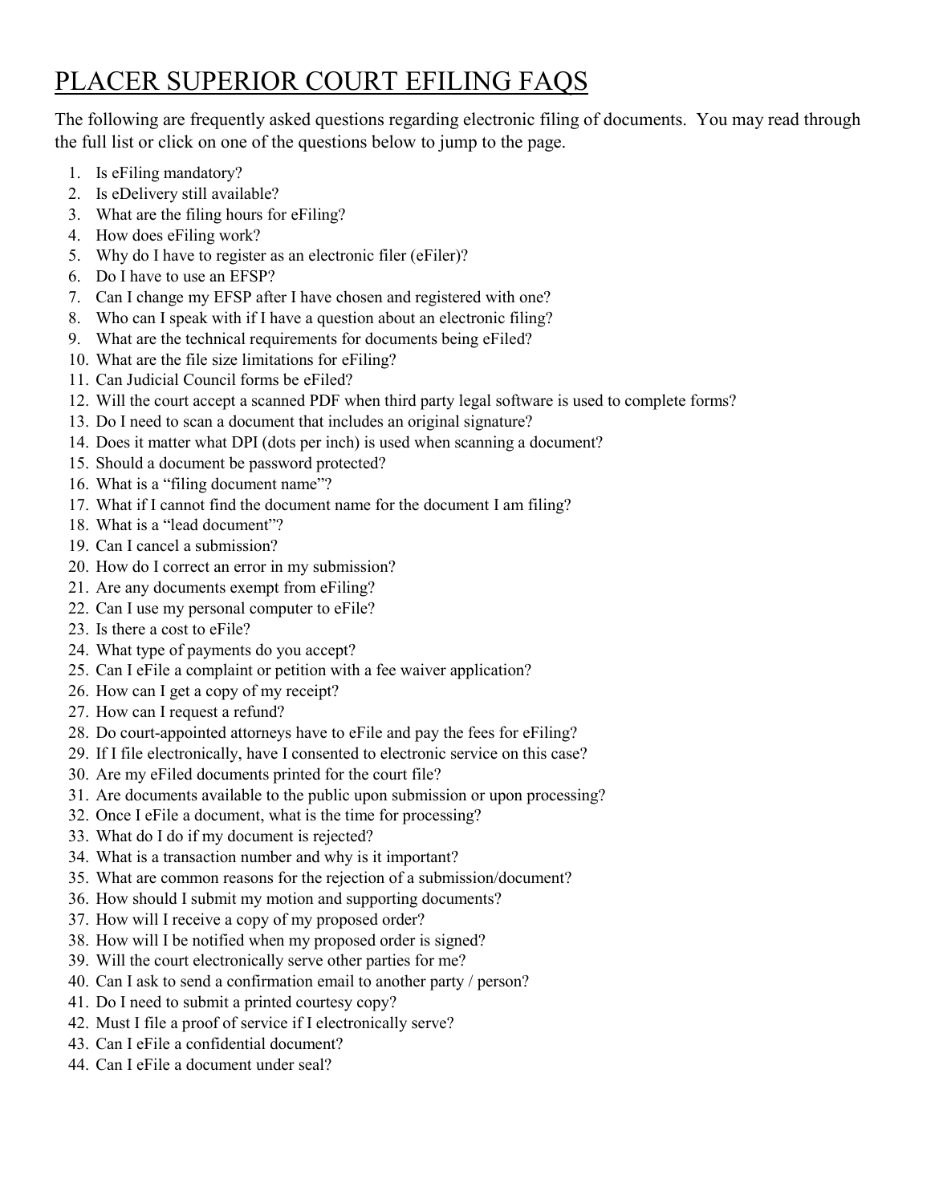# PLACER SUPERIOR COURT EFILING FAQS

The following are frequently asked questions regarding electronic filing of documents. You may read through the full list or click on one of the questions below to jump to the page.

1. Is eFiling mandatory?
2. Is eDelivery still available?
3. What are the filing hours for eFiling?
4. How does eFiling work?
5. Why do I have to register as an electronic filer (eFiler)?
6. Do I have to use an EFSP?
7. Can I change my EFSP after I have chosen and registered with one?
8. Who can I speak with if I have a question about an electronic filing?
9. What are the technical requirements for documents being eFiled?
10. What are the file size limitations for eFiling?
11. Can Judicial Council forms be eFiled?
12. Will the court accept a scanned PDF when third party legal software is used to complete forms?
13. Do I need to scan a document that includes an original signature?
14. Does it matter what DPI (dots per inch) is used when scanning a document?
15. Should a document be password protected?
16. What is a "filing document name"?
17. What if I cannot find the document name for the document I am filing?
18. What is a "lead document"?
19. Can I cancel a submission?
20. How do I correct an error in my submission?
21. Are any documents exempt from eFiling?
22. Can I use my personal computer to eFile?
23. Is there a cost to eFile?
24. What type of payments do you accept?
25. Can I eFile a complaint or petition with a fee waiver application?
26. How can I get a copy of my receipt?
27. How can I request a refund?
28. Do court-appointed attorneys have to eFile and pay the fees for eFiling?
29. If I file electronically, have I consented to electronic service on this case?
30. Are my eFiled documents printed for the court file?
31. Are documents available to the public upon submission or upon processing?
32. Once I eFile a document, what is the time for processing?
33. What do I do if my document is rejected?
34. What is a transaction number and why is it important?
35. What are common reasons for the rejection of a submission/document?
36. How should I submit my motion and supporting documents?
37. How will I receive a copy of my proposed order?
38. How will I be notified when my proposed order is signed?
39. Will the court electronically serve other parties for me?
40. Can I ask to send a confirmation email to another party / person?
41. Do I need to submit a printed courtesy copy?
42. Must I file a proof of service if I electronically serve?
43. Can I eFile a confidential document?
44. Can I eFile a document under seal?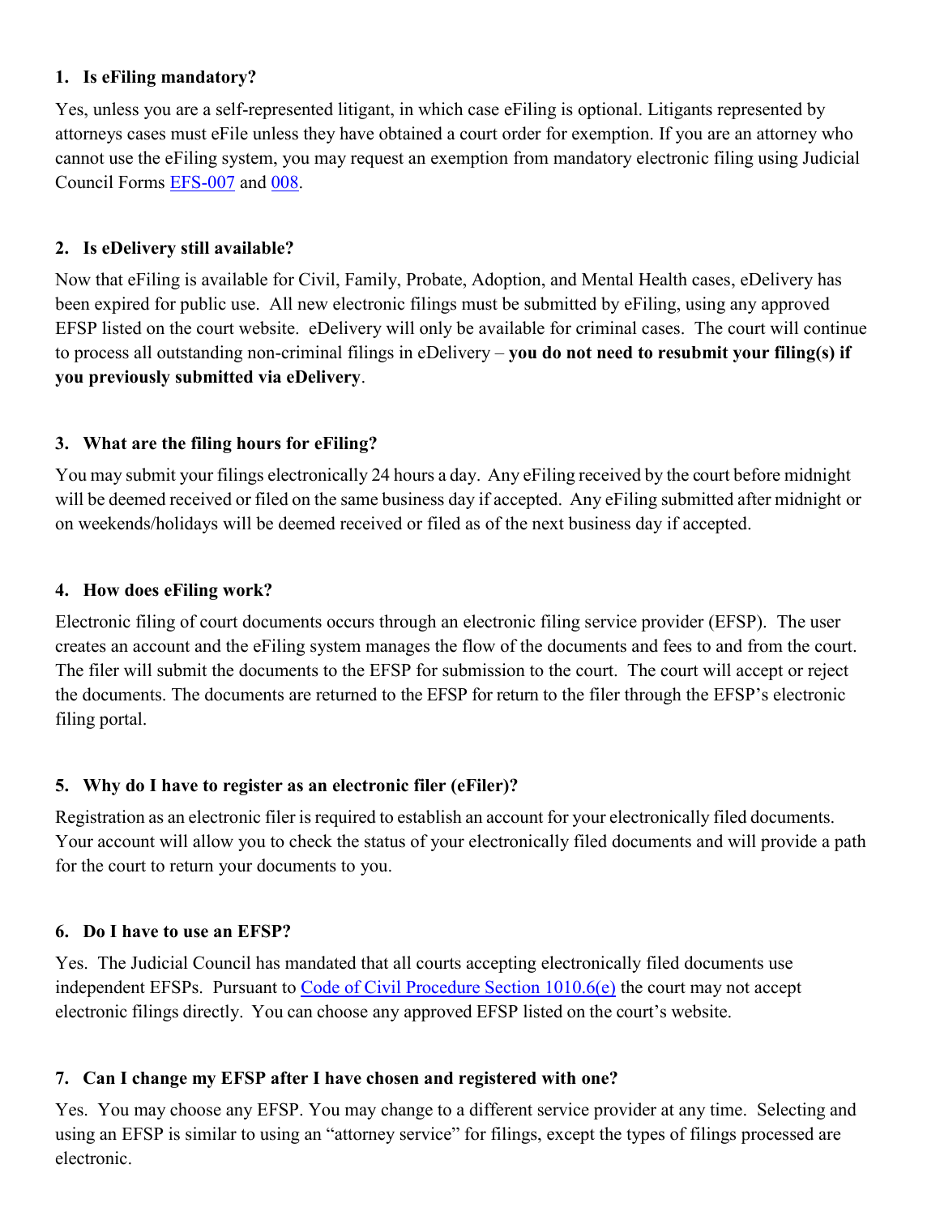### 1. Is eFiling mandatory?

Yes, unless you are a self-represented litigant, in which case eFiling is optional. Litigants represented by attorneys cases must eFile unless they have obtained a court order for exemption. If you are an attorney who cannot use the eFiling system, you may request an exemption from mandatory electronic filing using Judicial Council Forms EFS-007 and 008.

### 2. Is eDelivery still available?

Now that eFiling is available for Civil, Family, Probate, Adoption, and Mental Health cases, eDelivery has been expired for public use. All new electronic filings must be submitted by eFiling, using any approved EFSP listed on the court website. eDelivery will only be available for criminal cases. The court will continue to process all outstanding non-criminal filings in eDelivery – **you do not need to resubmit your filing(s) if you previously submitted via eDelivery**.

### 3. What are the filing hours for eFiling?

You may submit your filings electronically 24 hours a day. Any eFiling received by the court before midnight will be deemed received or filed on the same business day if accepted. Any eFiling submitted after midnight or on weekends/holidays will be deemed received or filed as of the next business day if accepted.

### 4. How does eFiling work?

Electronic filing of court documents occurs through an electronic filing service provider (EFSP). The user creates an account and the eFiling system manages the flow of the documents and fees to and from the court. The filer will submit the documents to the EFSP for submission to the court. The court will accept or reject the documents. The documents are returned to the EFSP for return to the filer through the EFSP's electronic filing portal.

### 5. Why do I have to register as an electronic filer (eFiler)?

Registration as an electronic filer is required to establish an account for your electronically filed documents. Your account will allow you to check the status of your electronically filed documents and will provide a path for the court to return your documents to you.

### 6. Do I have to use an EFSP?

Yes. The Judicial Council has mandated that all courts accepting electronically filed documents use independent EFSPs. Pursuant to Code of Civil Procedure Section 1010.6(e) the court may not accept electronic filings directly. You can choose any approved EFSP listed on the court's website.

### 7. Can I change my EFSP after I have chosen and registered with one?

Yes. You may choose any EFSP. You may change to a different service provider at any time. Selecting and using an EFSP is similar to using an "attorney service" for filings, except the types of filings processed are electronic.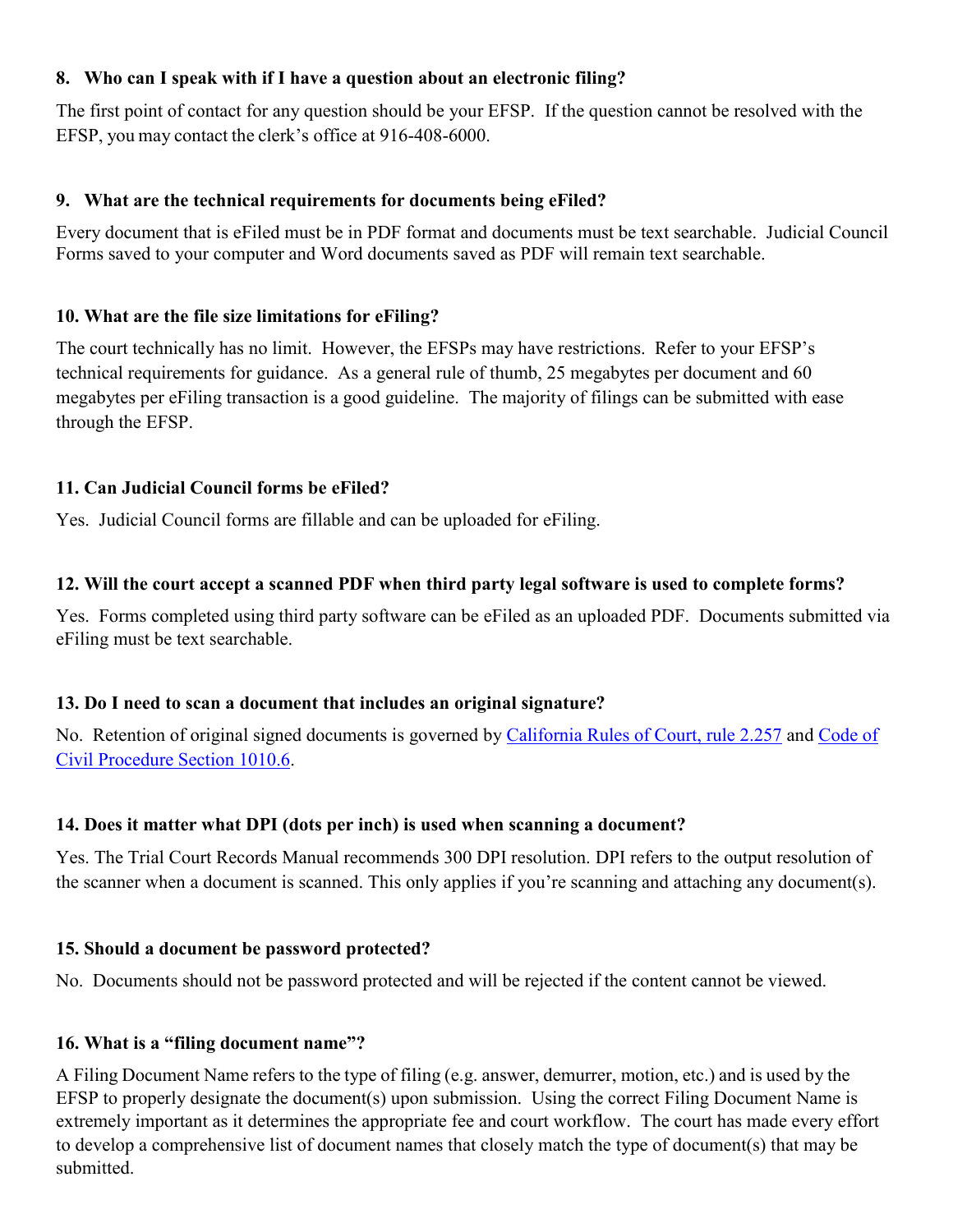**8. Who can I speak with if I have a question about an electronic filing?**

The first point of contact for any question should be your EFSP. If the question cannot be resolved with the EFSP, you may contact the clerk's office at 916-408-6000.

**9. What are the technical requirements for documents being eFiled?**

Every document that is eFiled must be in PDF format and documents must be text searchable. Judicial Council Forms saved to your computer and Word documents saved as PDF will remain text searchable.

**10. What are the file size limitations for eFiling?**

The court technically has no limit. However, the EFSPs may have restrictions. Refer to your EFSP's technical requirements for guidance. As a general rule of thumb, 25 megabytes per document and 60 megabytes per eFiling transaction is a good guideline. The majority of filings can be submitted with ease through the EFSP.

**11. Can Judicial Council forms be eFiled?**

Yes. Judicial Council forms are fillable and can be uploaded for eFiling.

**12. Will the court accept a scanned PDF when third party legal software is used to complete forms?**

Yes. Forms completed using third party software can be eFiled as an uploaded PDF. Documents submitted via eFiling must be text searchable.

**13. Do I need to scan a document that includes an original signature?**

No. Retention of original signed documents is governed by California Rules of Court, rule 2.257 and Code of Civil Procedure Section 1010.6.

**14. Does it matter what DPI (dots per inch) is used when scanning a document?**

Yes. The Trial Court Records Manual recommends 300 DPI resolution. DPI refers to the output resolution of the scanner when a document is scanned. This only applies if you're scanning and attaching any document(s).

**15. Should a document be password protected?**

No. Documents should not be password protected and will be rejected if the content cannot be viewed.

**16. What is a "filing document name"?**

A Filing Document Name refers to the type of filing (e.g. answer, demurrer, motion, etc.) and is used by the EFSP to properly designate the document(s) upon submission. Using the correct Filing Document Name is extremely important as it determines the appropriate fee and court workflow. The court has made every effort to develop a comprehensive list of document names that closely match the type of document(s) that may be submitted.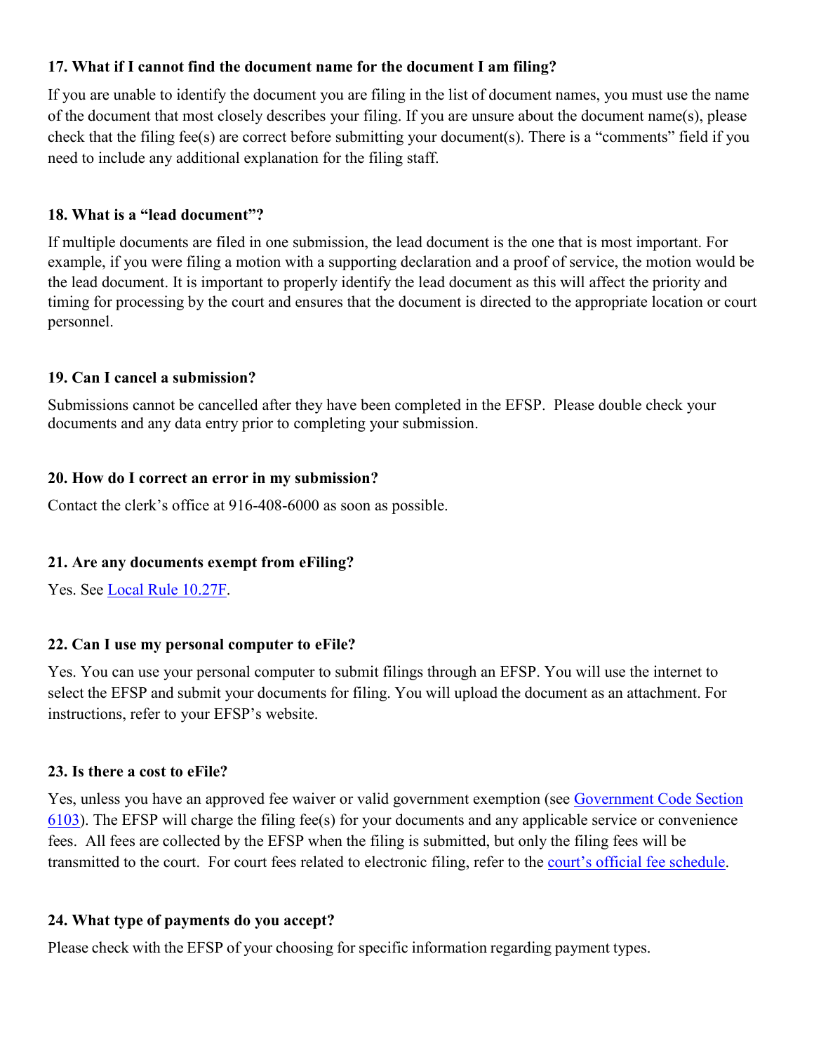**17. What if I cannot find the document name for the document I am filing?**

If you are unable to identify the document you are filing in the list of document names, you must use the name of the document that most closely describes your filing. If you are unsure about the document name(s), please check that the filing fee(s) are correct before submitting your document(s). There is a "comments" field if you need to include any additional explanation for the filing staff.

**18. What is a "lead document"?**

If multiple documents are filed in one submission, the lead document is the one that is most important. For example, if you were filing a motion with a supporting declaration and a proof of service, the motion would be the lead document. It is important to properly identify the lead document as this will affect the priority and timing for processing by the court and ensures that the document is directed to the appropriate location or court personnel.

**19. Can I cancel a submission?**

Submissions cannot be cancelled after they have been completed in the EFSP. Please double check your documents and any data entry prior to completing your submission.

**20. How do I correct an error in my submission?**

Contact the clerk's office at 916-408-6000 as soon as possible.

**21. Are any documents exempt from eFiling?**

Yes. See [Local Rule 10.27F](#).

**22. Can I use my personal computer to eFile?**

Yes. You can use your personal computer to submit filings through an EFSP. You will use the internet to select the EFSP and submit your documents for filing. You will upload the document as an attachment. For instructions, refer to your EFSP's website.

**23. Is there a cost to eFile?**

Yes, unless you have an approved fee waiver or valid government exemption (see [Government Code Section 6103](#)). The EFSP will charge the filing fee(s) for your documents and any applicable service or convenience fees. All fees are collected by the EFSP when the filing is submitted, but only the filing fees will be transmitted to the court. For court fees related to electronic filing, refer to the [court's official fee schedule](#).

**24. What type of payments do you accept?**

Please check with the EFSP of your choosing for specific information regarding payment types.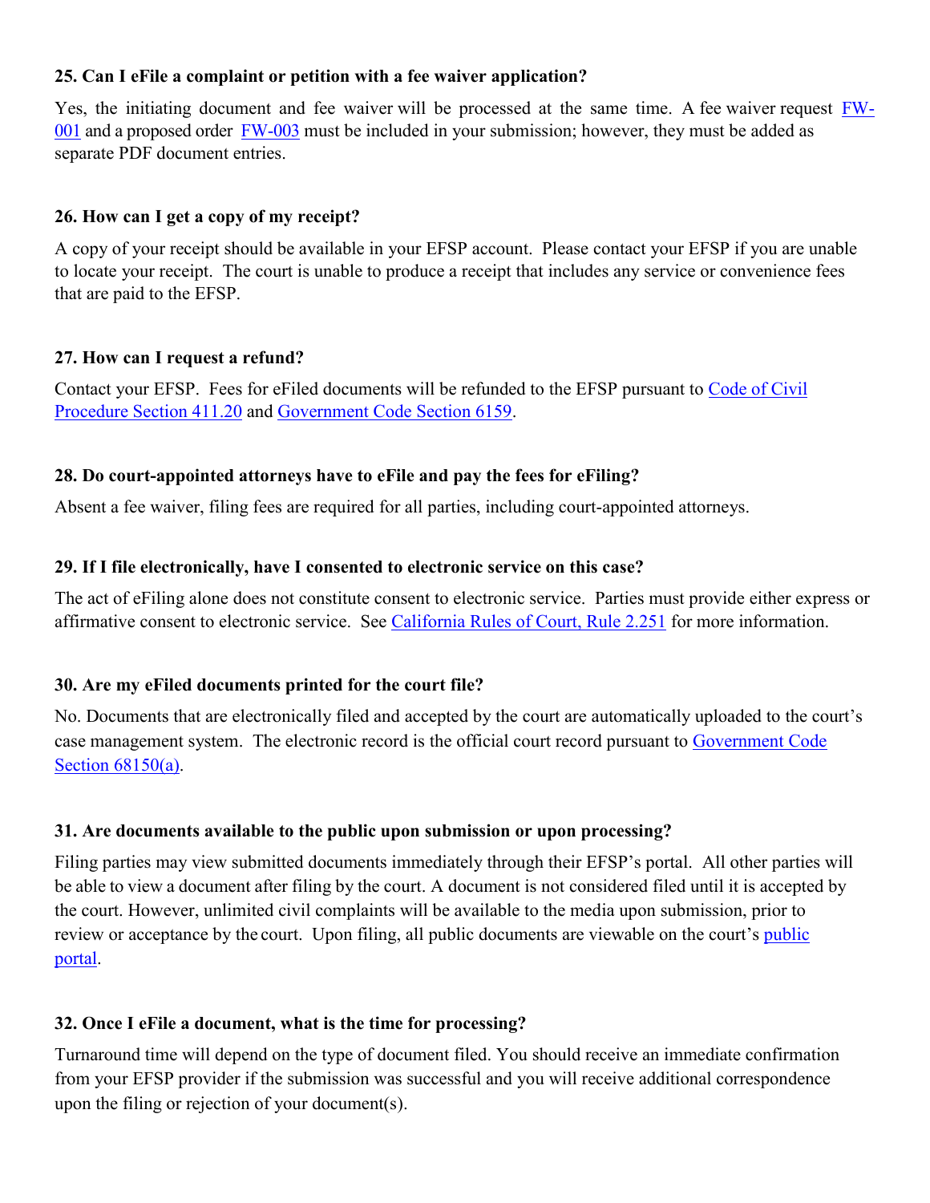**25. Can I eFile a complaint or petition with a fee waiver application?**

Yes, the initiating document and fee waiver will be processed at the same time. A fee waiver request FW-001 and a proposed order FW-003 must be included in your submission; however, they must be added as separate PDF document entries.

**26. How can I get a copy of my receipt?**

A copy of your receipt should be available in your EFSP account. Please contact your EFSP if you are unable to locate your receipt. The court is unable to produce a receipt that includes any service or convenience fees that are paid to the EFSP.

**27. How can I request a refund?**

Contact your EFSP. Fees for eFiled documents will be refunded to the EFSP pursuant to Code of Civil Procedure Section 411.20 and Government Code Section 6159.

**28. Do court-appointed attorneys have to eFile and pay the fees for eFiling?**

Absent a fee waiver, filing fees are required for all parties, including court-appointed attorneys.

**29. If I file electronically, have I consented to electronic service on this case?**

The act of eFiling alone does not constitute consent to electronic service. Parties must provide either express or affirmative consent to electronic service. See California Rules of Court, Rule 2.251 for more information.

**30. Are my eFiled documents printed for the court file?**

No. Documents that are electronically filed and accepted by the court are automatically uploaded to the court's case management system. The electronic record is the official court record pursuant to Government Code Section 68150(a).

**31. Are documents available to the public upon submission or upon processing?**

Filing parties may view submitted documents immediately through their EFSP's portal. All other parties will be able to view a document after filing by the court. A document is not considered filed until it is accepted by the court. However, unlimited civil complaints will be available to the media upon submission, prior to review or acceptance by the court. Upon filing, all public documents are viewable on the court's public portal.

**32. Once I eFile a document, what is the time for processing?**

Turnaround time will depend on the type of document filed. You should receive an immediate confirmation from your EFSP provider if the submission was successful and you will receive additional correspondence upon the filing or rejection of your document(s).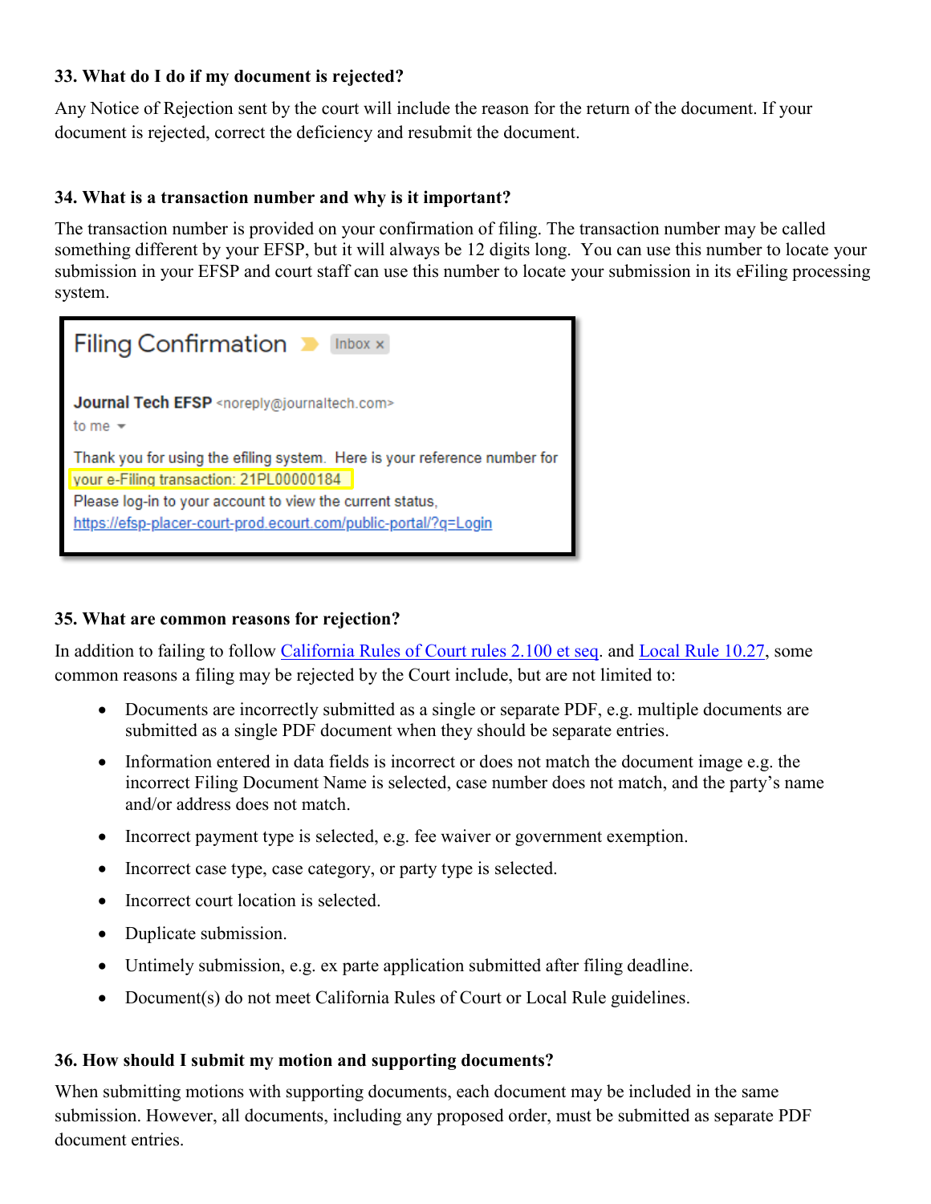**33. What do I do if my document is rejected?**

Any Notice of Rejection sent by the court will include the reason for the return of the document. If your document is rejected, correct the deficiency and resubmit the document.

**34. What is a transaction number and why is it important?**

The transaction number is provided on your confirmation of filing. The transaction number may be called something different by your EFSP, but it will always be 12 digits long. You can use this number to locate your submission in your EFSP and court staff can use this number to locate your submission in its eFiling processing system.

Filing Confirmation Inbox ×

**Journal Tech EFSP** <noreply@journaltech.com>
to me

Thank you for using the efiling system. Here is your reference number for your e-Filing transaction: 21PL00000184
Please log-in to your account to view the current status,
https://efsp-placer-court-prod.ecourt.com/public-portal/?q=Login

**35. What are common reasons for rejection?**

In addition to failing to follow California Rules of Court rules 2.100 et seq. and Local Rule 10.27, some common reasons a filing may be rejected by the Court include, but are not limited to:

- Documents are incorrectly submitted as a single or separate PDF, e.g. multiple documents are submitted as a single PDF document when they should be separate entries.
- Information entered in data fields is incorrect or does not match the document image e.g. the incorrect Filing Document Name is selected, case number does not match, and the party's name and/or address does not match.
- Incorrect payment type is selected, e.g. fee waiver or government exemption.
- Incorrect case type, case category, or party type is selected.
- Incorrect court location is selected.
- Duplicate submission.
- Untimely submission, e.g. ex parte application submitted after filing deadline.
- Document(s) do not meet California Rules of Court or Local Rule guidelines.

**36. How should I submit my motion and supporting documents?**

When submitting motions with supporting documents, each document may be included in the same submission. However, all documents, including any proposed order, must be submitted as separate PDF document entries.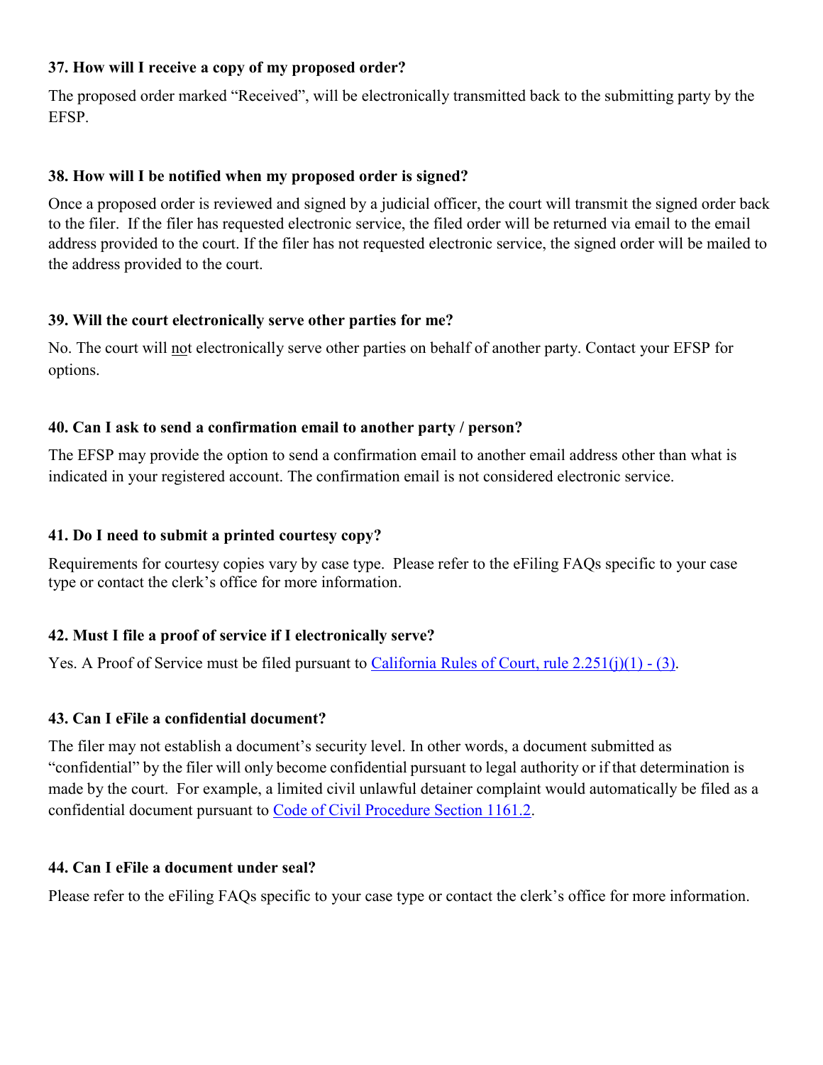**37. How will I receive a copy of my proposed order?**

The proposed order marked “Received”, will be electronically transmitted back to the submitting party by the EFSP.

**38. How will I be notified when my proposed order is signed?**

Once a proposed order is reviewed and signed by a judicial officer, the court will transmit the signed order back to the filer. If the filer has requested electronic service, the filed order will be returned via email to the email address provided to the court. If the filer has not requested electronic service, the signed order will be mailed to the address provided to the court.

**39. Will the court electronically serve other parties for me?**

No. The court will not electronically serve other parties on behalf of another party. Contact your EFSP for options.

**40. Can I ask to send a confirmation email to another party / person?**

The EFSP may provide the option to send a confirmation email to another email address other than what is indicated in your registered account. The confirmation email is not considered electronic service.

**41. Do I need to submit a printed courtesy copy?**

Requirements for courtesy copies vary by case type. Please refer to the eFiling FAQs specific to your case type or contact the clerk’s office for more information.

**42. Must I file a proof of service if I electronically serve?**

Yes. A Proof of Service must be filed pursuant to California Rules of Court, rule 2.251(j)(1) - (3).

**43. Can I eFile a confidential document?**

The filer may not establish a document’s security level. In other words, a document submitted as “confidential” by the filer will only become confidential pursuant to legal authority or if that determination is made by the court. For example, a limited civil unlawful detainer complaint would automatically be filed as a confidential document pursuant to Code of Civil Procedure Section 1161.2.

**44. Can I eFile a document under seal?**

Please refer to the eFiling FAQs specific to your case type or contact the clerk’s office for more information.